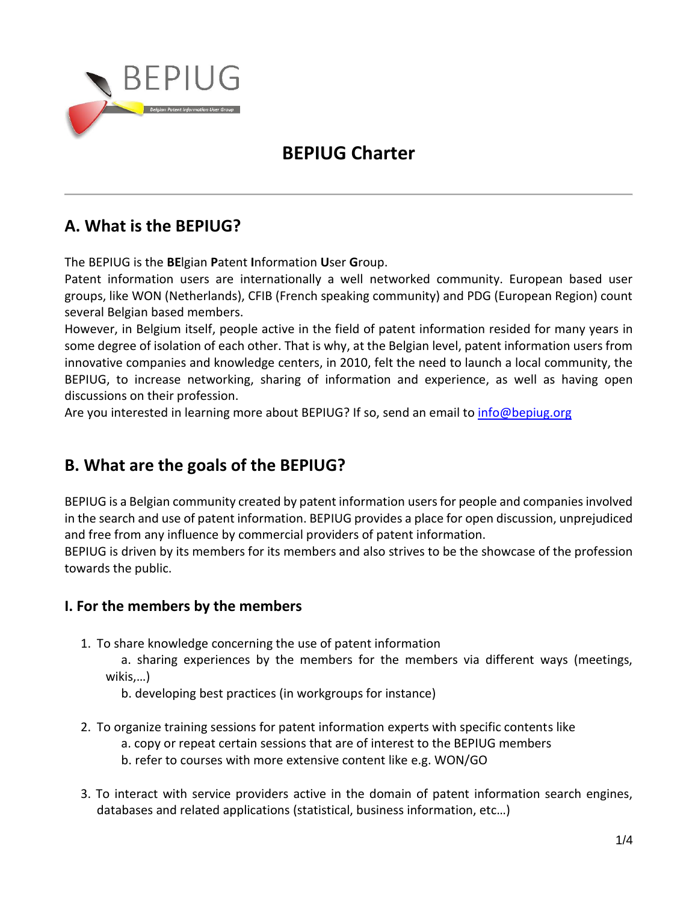# BEPIUG Charter

## A. What is the BEPIUG?

The BEPIUG is the **BE**lgian **P**atent **I**nformation **U**ser **G**roup.
Patent information users are internationally a well networked community. European based user groups, like WON (Netherlands), CFIB (French speaking community) and PDG (European Region) count several Belgian based members.
However, in Belgium itself, people active in the field of patent information resided for many years in some degree of isolation of each other. That is why, at the Belgian level, patent information users from innovative companies and knowledge centers, in 2010, felt the need to launch a local community, the BEPIUG, to increase networking, sharing of information and experience, as well as having open discussions on their profession.
Are you interested in learning more about BEPIUG? If so, send an email to info@bepiug.org

## B. What are the goals of the BEPIUG?

BEPIUG is a Belgian community created by patent information users for people and companies involved in the search and use of patent information. BEPIUG provides a place for open discussion, unprejudiced and free from any influence by commercial providers of patent information.
BEPIUG is driven by its members for its members and also strives to be the showcase of the profession towards the public.

### I. For the members by the members

1. To share knowledge concerning the use of patent information
    a. sharing experiences by the members for the members via different ways (meetings, wikis,…)
    b. developing best practices (in workgroups for instance)

2. To organize training sessions for patent information experts with specific contents like
    a. copy or repeat certain sessions that are of interest to the BEPIUG members
    b. refer to courses with more extensive content like e.g. WON/GO

3. To interact with service providers active in the domain of patent information search engines, databases and related applications (statistical, business information, etc…)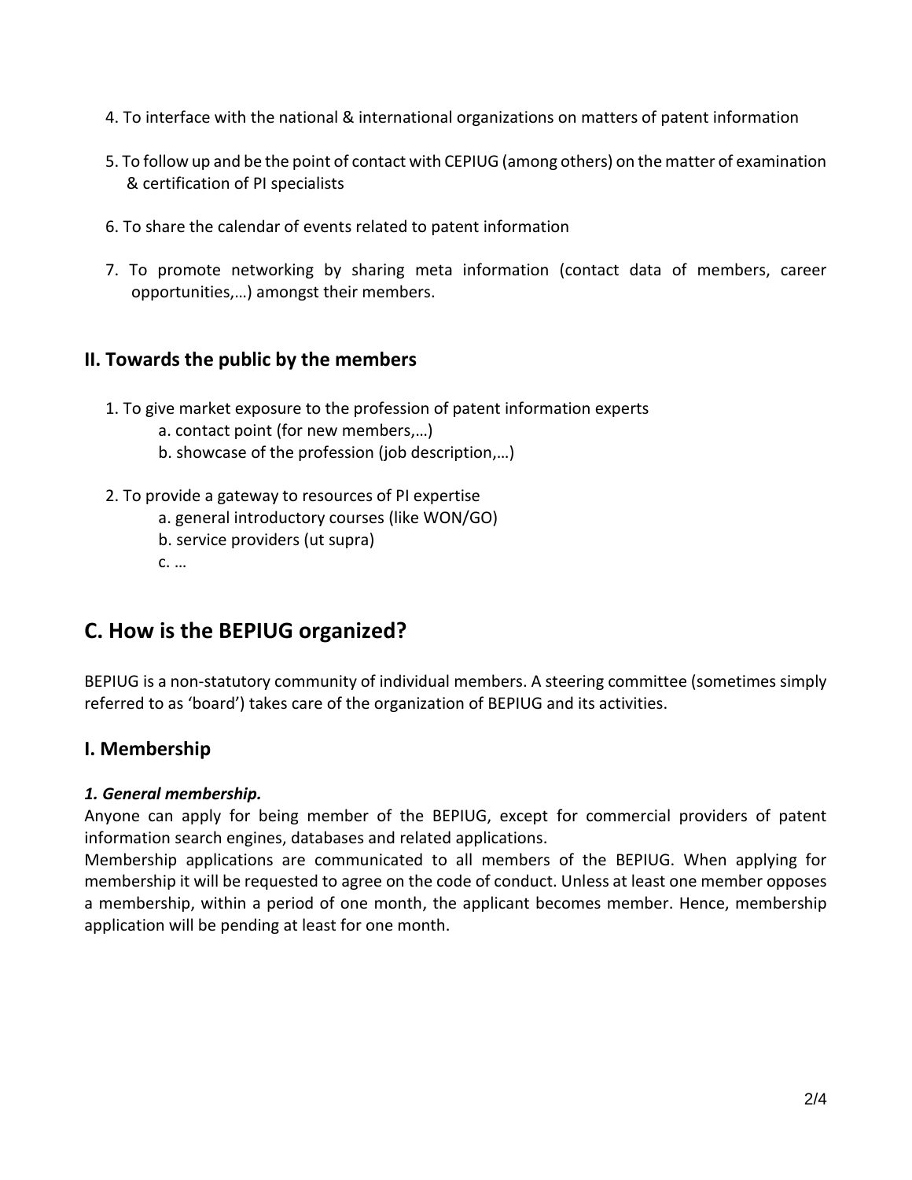4. To interface with the national & international organizations on matters of patent information

5. To follow up and be the point of contact with CEPIUG (among others) on the matter of examination & certification of PI specialists

6. To share the calendar of events related to patent information

7. To promote networking by sharing meta information (contact data of members, career opportunities,…) amongst their members.

### II. Towards the public by the members

1. To give market exposure to the profession of patent information experts
    - a. contact point (for new members,…)
    - b. showcase of the profession (job description,…)

2. To provide a gateway to resources of PI expertise
    - a. general introductory courses (like WON/GO)
    - b. service providers (ut supra)
    - c. …

## C. How is the BEPIUG organized?

BEPIUG is a non-statutory community of individual members. A steering committee (sometimes simply referred to as 'board') takes care of the organization of BEPIUG and its activities.

### I. Membership

***1. General membership.***

Anyone can apply for being member of the BEPIUG, except for commercial providers of patent information search engines, databases and related applications.

Membership applications are communicated to all members of the BEPIUG. When applying for membership it will be requested to agree on the code of conduct. Unless at least one member opposes a membership, within a period of one month, the applicant becomes member. Hence, membership application will be pending at least for one month.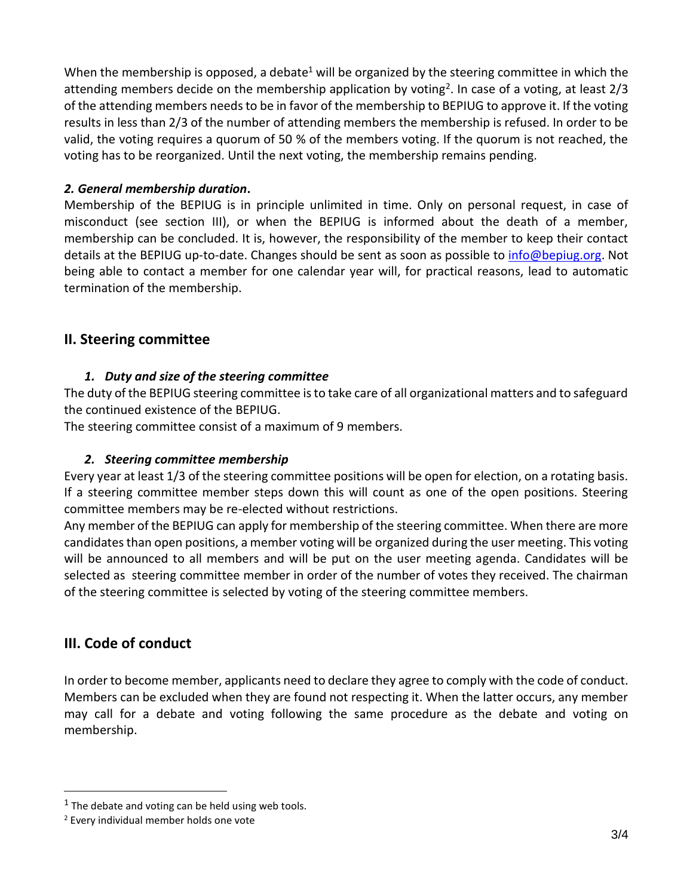When the membership is opposed, a debate[1] will be organized by the steering committee in which the attending members decide on the membership application by voting[2]. In case of a voting, at least 2/3 of the attending members needs to be in favor of the membership to BEPIUG to approve it. If the voting results in less than 2/3 of the number of attending members the membership is refused. In order to be valid, the voting requires a quorum of 50 % of the members voting. If the quorum is not reached, the voting has to be reorganized. Until the next voting, the membership remains pending.

### *2. General membership duration.*

Membership of the BEPIUG is in principle unlimited in time. Only on personal request, in case of misconduct (see section III), or when the BEPIUG is informed about the death of a member, membership can be concluded. It is, however, the responsibility of the member to keep their contact details at the BEPIUG up-to-date. Changes should be sent as soon as possible to info@bepiug.org. Not being able to contact a member for one calendar year will, for practical reasons, lead to automatic termination of the membership.

## II. Steering committee

### *1. Duty and size of the steering committee*

The duty of the BEPIUG steering committee is to take care of all organizational matters and to safeguard the continued existence of the BEPIUG.

The steering committee consist of a maximum of 9 members.

### *2. Steering committee membership*

Every year at least 1/3 of the steering committee positions will be open for election, on a rotating basis. If a steering committee member steps down this will count as one of the open positions. Steering committee members may be re-elected without restrictions.

Any member of the BEPIUG can apply for membership of the steering committee. When there are more candidates than open positions, a member voting will be organized during the user meeting. This voting will be announced to all members and will be put on the user meeting agenda. Candidates will be selected as steering committee member in order of the number of votes they received. The chairman of the steering committee is selected by voting of the steering committee members.

## III. Code of conduct

In order to become member, applicants need to declare they agree to comply with the code of conduct. Members can be excluded when they are found not respecting it. When the latter occurs, any member may call for a debate and voting following the same procedure as the debate and voting on membership.

---

[1] The debate and voting can be held using web tools.

[2] Every individual member holds one vote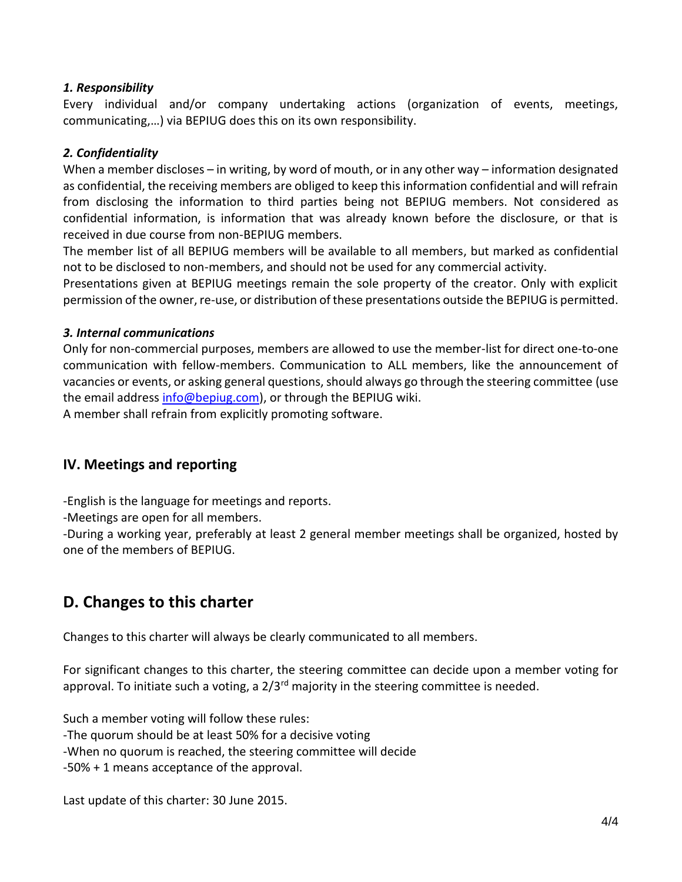### *1. Responsibility*

Every individual and/or company undertaking actions (organization of events, meetings, communicating,…) via BEPIUG does this on its own responsibility.

### *2. Confidentiality*

When a member discloses – in writing, by word of mouth, or in any other way – information designated as confidential, the receiving members are obliged to keep this information confidential and will refrain from disclosing the information to third parties being not BEPIUG members. Not considered as confidential information, is information that was already known before the disclosure, or that is received in due course from non-BEPIUG members.

The member list of all BEPIUG members will be available to all members, but marked as confidential not to be disclosed to non-members, and should not be used for any commercial activity.

Presentations given at BEPIUG meetings remain the sole property of the creator. Only with explicit permission of the owner, re-use, or distribution of these presentations outside the BEPIUG is permitted.

### *3. Internal communications*

Only for non-commercial purposes, members are allowed to use the member-list for direct one-to-one communication with fellow-members. Communication to ALL members, like the announcement of vacancies or events, or asking general questions, should always go through the steering committee (use the email address [info@bepiug.com](mailto:info@bepiug.com)), or through the BEPIUG wiki.

A member shall refrain from explicitly promoting software.

## IV. Meetings and reporting

-English is the language for meetings and reports.

-Meetings are open for all members.

-During a working year, preferably at least 2 general member meetings shall be organized, hosted by one of the members of BEPIUG.

# D. Changes to this charter

Changes to this charter will always be clearly communicated to all members.

For significant changes to this charter, the steering committee can decide upon a member voting for approval. To initiate such a voting, a 2/3rd majority in the steering committee is needed.

Such a member voting will follow these rules:

-The quorum should be at least 50% for a decisive voting

-When no quorum is reached, the steering committee will decide

-50% + 1 means acceptance of the approval.

Last update of this charter: 30 June 2015.